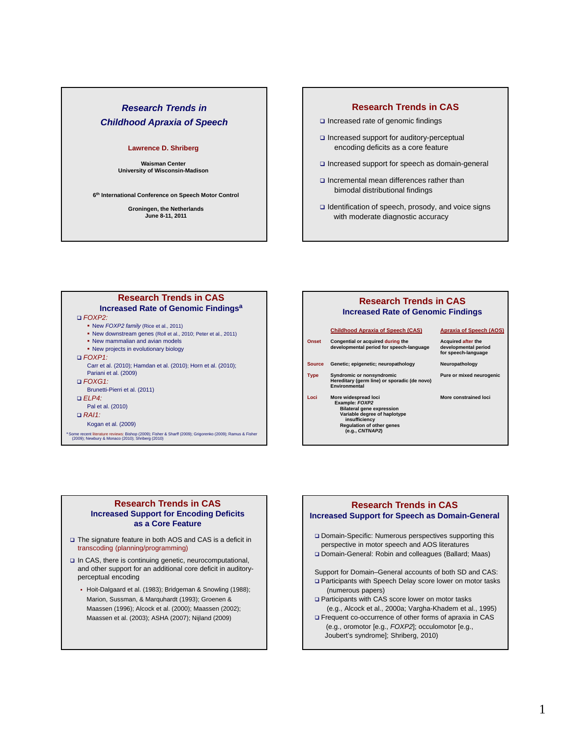## Research Trends in Childhood Apraxia of Speech

**Lawrence D. Shriberg**

**Waisman Center**
**University of Wisconsin-Madison**

**6th International Conference on Speech Motor Control**

**Groningen, the Netherlands**
**June 8-11, 2011**

---

## Research Trends in CAS

- Increased rate of genomic findings
- Increased support for auditory-perceptual encoding deficits as a core feature
- Increased support for speech as domain-general
- Incremental mean differences rather than bimodal distributional findings
- Identification of speech, prosody, and voice signs with moderate diagnostic accuracy

---

## Research Trends in CAS

### Increased Rate of Genomic Findings[a]

- *FOXP2:*
  - New *FOXP2 family* (Rice et al., 2011)
  - New downstream genes (Roll et al., 2010; Peter et al., 2011)
  - New mammalian and avian models
  - New projects in evolutionary biology
- *FOXP1:*
  Carr et al. (2010); Hamdan et al. (2010); Horn et al. (2010); Pariani et al. (2009)
- *FOXG1:*
  Brunetti-Pierri et al. (2011)
- *ELP4:*
  Pal et al. (2010)
- *RAI1:*
  Kogan et al. (2009)

[a] Some recent literature reviews: Bishop (2009); Fisher & Sharff (2009); Grigorenko (2009); Ramus & Fisher (2009); Newbury & Monaco (2010); Shriberg (2010)

---

## Research Trends in CAS

### Increased Rate of Genomic Findings

| | Childhood Apraxia of Speech (CAS) | Apraxia of Speech (AOS) |
|---|---|---|
| Onset | Congential or acquired during the developmental period for speech-language | Acquired after the developmental period for speech-language |
| Source | Genetic; epigenetic; neuropathology | Neuropathology |
| Type | Syndromic or nonsyndromic<br>Hereditary (germ line) or sporadic (de novo)<br>Environmental | Pure or mixed neurogenic |
| Loci | More widespread loci<br>Example: *FOXP2*<br>Bilateral gene expression<br>Variable degree of haplotype insufficiency<br>Regulation of other genes (e.g., *CNTNAP2*) | More constrained loci |

---

## Research Trends in CAS

### Increased Support for Encoding Deficits as a Core Feature

- The signature feature in both AOS and CAS is a deficit in transcoding (planning/programming)
- In CAS, there is continuing genetic, neurocomputational, and other support for an additional core deficit in auditory-perceptual encoding
  - Hoit-Dalgaard et al. (1983); Bridgeman & Snowling (1988); Marion, Sussman, & Marquhardt (1993); Groenen & Maassen (1996); Alcock et al. (2000); Maassen (2002); Maassen et al. (2003); ASHA (2007); Nijland (2009)

---

## Research Trends in CAS

### Increased Support for Speech as Domain-General

- Domain-Specific: Numerous perspectives supporting this perspective in motor speech and AOS literatures
- Domain-General: Robin and colleagues (Ballard; Maas)

Support for Domain–General accounts of both SD and CAS:

- Participants with Speech Delay score lower on motor tasks (numerous papers)
- Participants with CAS score lower on motor tasks (e.g., Alcock et al., 2000a; Vargha-Khadem et al., 1995)
- Frequent co-occurrence of other forms of apraxia in CAS (e.g., oromotor [e.g., *FOXP2*]; occulomotor [e.g., Joubert's syndrome]; Shriberg, 2010)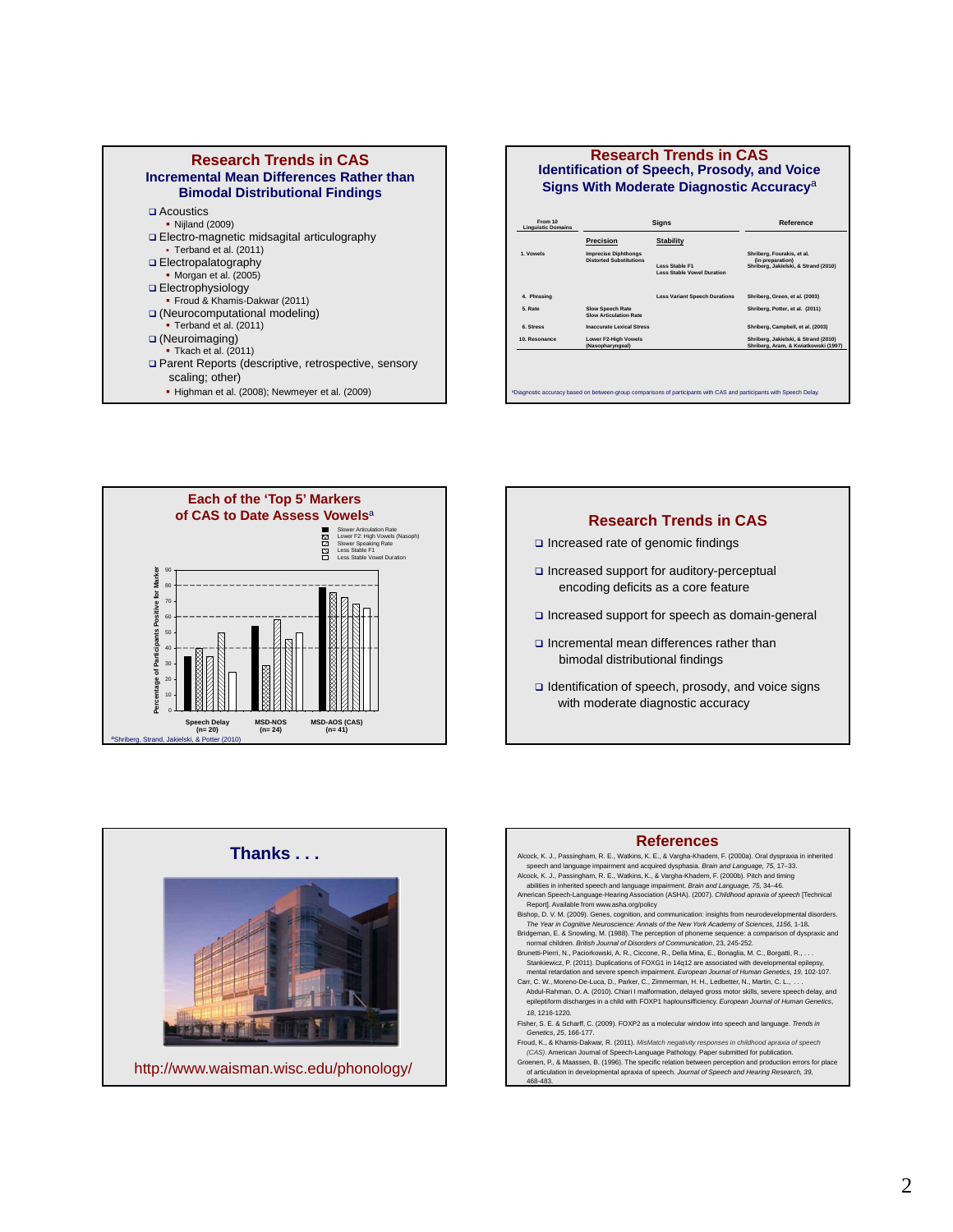## Research Trends in CAS

### Incremental Mean Differences Rather than Bimodal Distributional Findings

- Acoustics
  - Nijland (2009)
- Electro-magnetic midsagital articulography
  - Terband et al. (2011)
- Electropalatography
  - Morgan et al. (2005)
- Electrophysiology
  - Froud & Khamis-Dakwar (2011)
- (Neurocomputational modeling)
  - Terband et al. (2011)
- (Neuroimaging)
  - Tkach et al. (2011)
- Parent Reports (descriptive, retrospective, sensory scaling; other)
  - Highman et al. (2008); Newmeyer et al. (2009)

## Research Trends in CAS

### Identification of Speech, Prosody, and Voice Signs With Moderate Diagnostic Accuracy[a]

| From 10 Linguistic Domains | Signs: Precision | Signs: Stability | Reference |
|---|---|---|---|
| 1. Vowels | Imprecise Diphthongs<br>Distorted Substitutions | Less Stable F1<br>Less Stable Vowel Duration | Shriberg, Fourakis, et al. (in preparation)<br>Shriberg, Jakielski, & Strand (2010) |
| 4. Phrasing | | Less Variant Speech Durations | Shriberg, Green, et al. (2003) |
| 5. Rate | Slow Speech Rate<br>Slow Articulation Rate | | Shriberg, Potter, et al. (2011) |
| 6. Stress | Inaccurate Lexical Stress | | Shriberg, Campbell, et al. (2003) |
| 10. Resonance | Lower F2-High Vowels (Nasopharyngeal) | | Shriberg, Jakielski, & Strand (2010)<br>Shriberg, Aram, & Kwiatkowski (1997) |

[a]Diagnostic accuracy based on between-group comparisons of participants with CAS and participants with Speech Delay.

## Each of the 'Top 5' Markers of CAS to Date Assess Vowels[a]

Legend: Slower Articulation Rate; Lower F2: High Vowels (Nasoph); Slower Speaking Rate; Less Stable F1; Less Stable Vowel Duration

Y-axis: Percentage of Participants Positive for Marker (0–90)

X-axis: Speech Delay (n= 20); MSD-NOS (n= 24); MSD-AOS (CAS) (n= 41)

[a]Shriberg, Strand, Jakielski, & Potter (2010)

## Research Trends in CAS

- Increased rate of genomic findings
- Increased support for auditory-perceptual encoding deficits as a core feature
- Increased support for speech as domain-general
- Incremental mean differences rather than bimodal distributional findings
- Identification of speech, prosody, and voice signs with moderate diagnostic accuracy

## Thanks . . .

http://www.waisman.wisc.edu/phonology/

## References

Alcock, K. J., Passingham, R. E., Watkins, K. E., & Vargha-Khadem, F. (2000a). Oral dyspraxia in inherited speech and language impairment and acquired dysphasia. *Brain and Language, 75*, 17–33.

Alcock, K. J., Passingham, R. E., Watkins, K., & Vargha-Khadem, F. (2000b). Pitch and timing abilities in inherited speech and language impairment. *Brain and Language, 75*, 34–46.

American Speech-Language-Hearing Association (ASHA). (2007). *Childhood apraxia of speech* [Technical Report]. Available from www.asha.org/policy

Bishop, D. V. M. (2009). Genes, cognition, and communication: insights from neurodevelopmental disorders. *The Year in Cognitive Neuroscience: Annals of the New York Academy of Sciences, 1156*, 1-18.

Bridgeman, E. & Snowling, M. (1988). The perception of phoneme sequence: a comparison of dyspraxic and normal children. *British Journal of Disorders of Communication*, 23, 245-252.

Brunetti-Pierri, N., Paciorkowski, A. R., Ciccone, R., Della Mina, E., Bonaglia, M. C., Borgatti, R., . . . Stankiewicz, P. (2011). Duplications of FOXG1 in 14q12 are associated with developmental epilepsy, mental retardation and severe speech impairment. *European Journal of Human Genetics, 19*, 102-107.

Carr, C. W., Moreno-De-Luca, D., Parker, C., Zimmerman, H. H., Ledbetter, N., Martin, C. L., . . . Abdul-Rahman, O. A. (2010). Chiari I malformation, delayed gross motor skills, severe speech delay, and epileptiform discharges in a child with FOXP1 haploinsufficiency. *European Journal of Human Genetics, 18*, 1216-1220.

Fisher, S. E. & Scharff, C. (2009). FOXP2 as a molecular window into speech and language. *Trends in Genetics, 25*, 166-177.

Froud, K., & Khamis-Dakwar, R. (2011). *MisMatch negativity responses in childhood apraxia of speech (CAS)*. American Journal of Speech-Language Pathology. Paper submitted for publication.

Groenen, P., & Maassen, B. (1996). The specific relation between perception and production errors for place of articulation in developmental apraxia of speech. *Journal of Speech and Hearing Research, 39*, 468-483.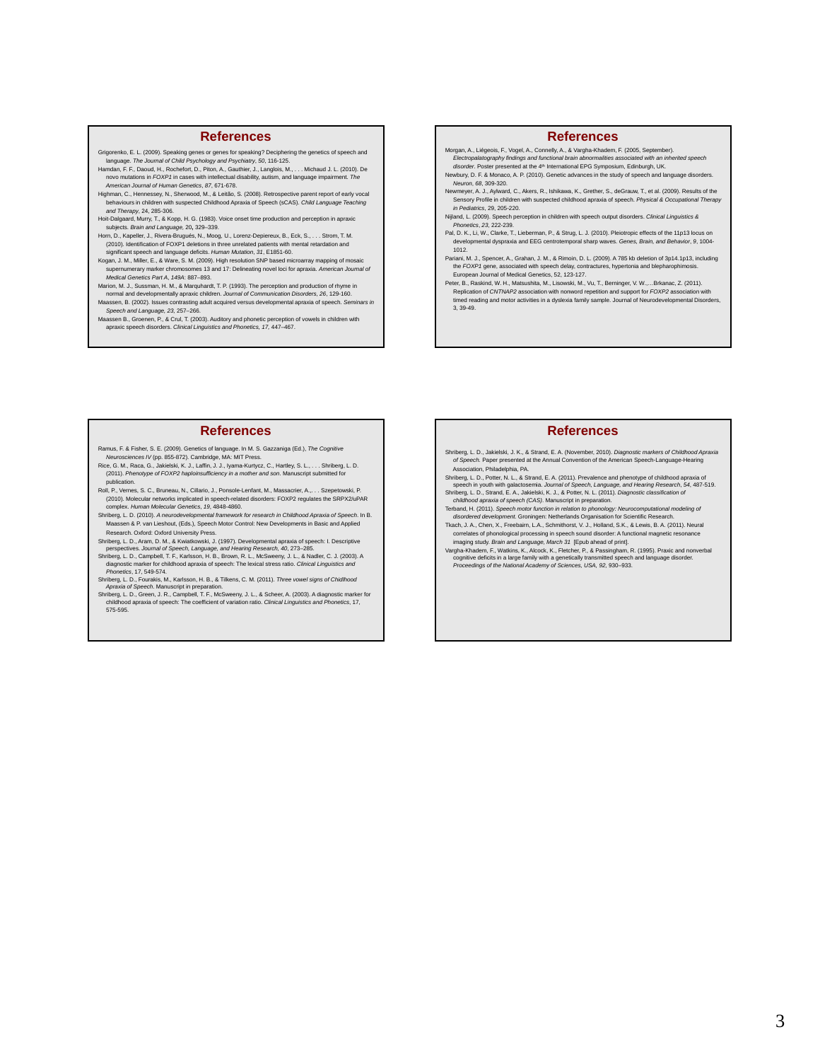## References

Grigorenko, E. L. (2009). Speaking genes or genes for speaking? Deciphering the genetics of speech and language. *The Journal of Child Psychology and Psychiatry*, *50*, 116-125.

Hamdan, F. F., Daoud, H., Rochefort, D., Piton, A., Gauthier, J., Langlois, M., . . . Michaud J. L. (2010). De novo mutations in *FOXP1* in cases with intellectual disability, autism, and language impairment. *The American Journal of Human Genetics*, *87*, 671-678.

Highman, C., Hennessey, N., Sherwood, M., & Leitão, S. (2008). Retrospective parent report of early vocal behaviours in children with suspected Childhood Apraxia of Speech (sCAS). *Child Language Teaching and Therapy*, 24, 285-306.

Hoit-Dalgaard, Murry, T., & Kopp, H. G. (1983). Voice onset time production and perception in apraxic subjects. *Brain and Language*, 20**,** 329–339.

Horn, D., Kapeller, J., Rivera-Brugués, N., Moog, U., Lorenz-Depiereux, B., Eck, S., . . . Strom, T. M. (2010). Identification of FOXP1 deletions in three unrelated patients with mental retardation and significant speech and language deficits. *Human Mutation*, *31*, E1851-60.

Kogan, J. M., Miller, E., & Ware, S. M. (2009). High resolution SNP based microarray mapping of mosaic supernumerary marker chromosomes 13 and 17: Delineating novel loci for apraxia. *American Journal of Medical Genetics Part A*, *149A*: 887–893.

Marion, M. J., Sussman, H. M., & Marquhardt, T. P. (1993). The perception and production of rhyme in normal and developmentally apraxic children. *Journal of Communication Disorders*, *26*, 129-160.

Maassen, B. (2002). Issues contrasting adult acquired versus developmental apraxia of speech. *Seminars in Speech and Language*, *23*, 257–266.

Maassen B., Groenen, P., & Crul, T. (2003). Auditory and phonetic perception of vowels in children with apraxic speech disorders. *Clinical Linguistics and Phonetics*, *17*, 447–467.

## References

Morgan, A., Liégeois, F., Vogel, A., Connelly, A., & Vargha-Khadem, F. (2005, September). *Electropalatography findings and functional brain abnormalities associated with an inherited speech disorder.* Poster presented at the 4th International EPG Symposium, Edinburgh, UK.

Newbury, D. F. & Monaco, A. P. (2010). Genetic advances in the study of speech and language disorders. *Neuron*, *68*, 309-320.

Newmeyer, A. J., Aylward, C., Akers, R., Ishikawa, K., Grether, S., deGrauw, T., et al. (2009). Results of the Sensory Profile in children with suspected childhood apraxia of speech. *Physical & Occupational Therapy in Pediatrics*, 29, 205-220.

Nijland, L. (2009). Speech perception in children with speech output disorders. *Clinical Linguistics & Phonetics*, *23*, 222-239.

Pal, D. K., Li, W., Clarke, T., Lieberman, P., & Strug, L. J. (2010). Pleiotropic effects of the 11p13 locus on developmental dyspraxia and EEG centrotemporal sharp waves. *Genes, Brain, and Behavior*, *9*, 1004-1012.

Pariani, M. J., Spencer, A., Grahan, J. M., & Rimoin, D. L. (2009). A 785 kb deletion of 3p14.1p13, including the *FOXP1* gene, associated with speech delay, contractures, hypertonia and blepharophimosis. European Journal of Medical Genetics, 52, 123-127.

Peter, B., Raskind, W. H., Matsushita, M., Lisowski, M., Vu, T., Berninger, V. W.,…Brkanac, Z. (2011). Replication of *CNTNAP2* association with nonword repetition and support for *FOXP2* association with timed reading and motor activities in a dyslexia family sample. Journal of Neurodevelopmental Disorders, 3, 39-49.

## References

Ramus, F. & Fisher, S. E. (2009). Genetics of language. In M. S. Gazzaniga (Ed.), *The Cognitive Neurosciences IV* (pp. 855-872). Cambridge, MA: MIT Press.

Rice, G. M., Raca, G., Jakielski, K. J., Laffin, J. J., Iyama-Kurtycz, C., Hartley, S. L., . . . Shriberg, L. D. (2011). *Phenotype of FOXP2 haploinsufficiency in a mother and son.* Manuscript submitted for publication.

Roll, P., Vernes, S. C., Bruneau, N., Cillario, J., Ponsole-Lenfant, M., Massacrier, A.,. . . Szepetowski, P. (2010). Molecular networks implicated in speech-related disorders: FOXP2 regulates the SRPX2/uPAR complex. *Human Molecular Genetics*, *19*, 4848-4860.

Shriberg, L. D. (2010). *A neurodevelopmental framework for research in Childhood Apraxia of Speech*. In B. Maassen & P. van Lieshout, (Eds.), Speech Motor Control: New Developments in Basic and Applied Research. Oxford: Oxford University Press.

Shriberg, L. D., Aram, D. M., & Kwiatkowski, J. (1997). Developmental apraxia of speech: I. Descriptive perspectives. *Journal of Speech, Language, and Hearing Research, 40*, 273–285.

Shriberg, L. D., Campbell, T. F., Karlsson, H. B., Brown, R. L., McSweeny, J. L., & Nadler, C. J. (2003). A diagnostic marker for childhood apraxia of speech: The lexical stress ratio. *Clinical Linguistics and Phonetics*, 17, 549-574.

Shriberg, L. D., Fourakis, M., Karlsson, H. B., & Tilkens, C. M. (2011). *Three vowel signs of Chidlhood Apraxia of Speech*. Manuscript in preparation.

Shriberg, L. D., Green, J. R., Campbell, T. F., McSweeny, J. L., & Scheer, A. (2003). A diagnostic marker for childhood apraxia of speech: The coefficient of variation ratio. *Clinical Linguistics and Phonetics*, 17, 575-595.

## References

Shriberg, L. D., Jakielski, J. K., & Strand, E. A. (November, 2010). *Diagnostic markers of Childhood Apraxia of Speech.* Paper presented at the Annual Convention of the American Speech-Language-Hearing Association, Philadelphia, PA.

Shriberg, L. D., Potter, N. L., & Strand, E. A. (2011). Prevalence and phenotype of childhood apraxia of speech in youth with galactosemia. *Journal of Speech, Language, and Hearing Research*, *54*, 487-519.

Shriberg, L. D., Strand, E. A., Jakielski, K. J., & Potter, N. L. (2011). *Diagnostic classification of childhood apraxia of speech (CAS)*. Manuscript in preparation.

Terband, H. (2011). *Speech motor function in relation to phonology: Neurocomputational modeling of disordered development.* Groningen: Netherlands Organisation for Scientific Research.

Tkach, J. A., Chen, X., Freebairn, L.A., Schmithorst, V. J., Holland, S.K., & Lewis, B. A. (2011). Neural correlates of phonological processing in speech sound disorder: A functional magnetic resonance imaging study. *Brain and Language, March 31* [Epub ahead of print].

Vargha-Khadem, F., Watkins, K., Alcock, K., Fletcher, P., & Passingham, R. (1995). Praxic and nonverbal cognitive deficits in a large family with a genetically transmitted speech and language disorder. *Proceedings of the National Academy of Sciences, USA, 92*, 930–933.